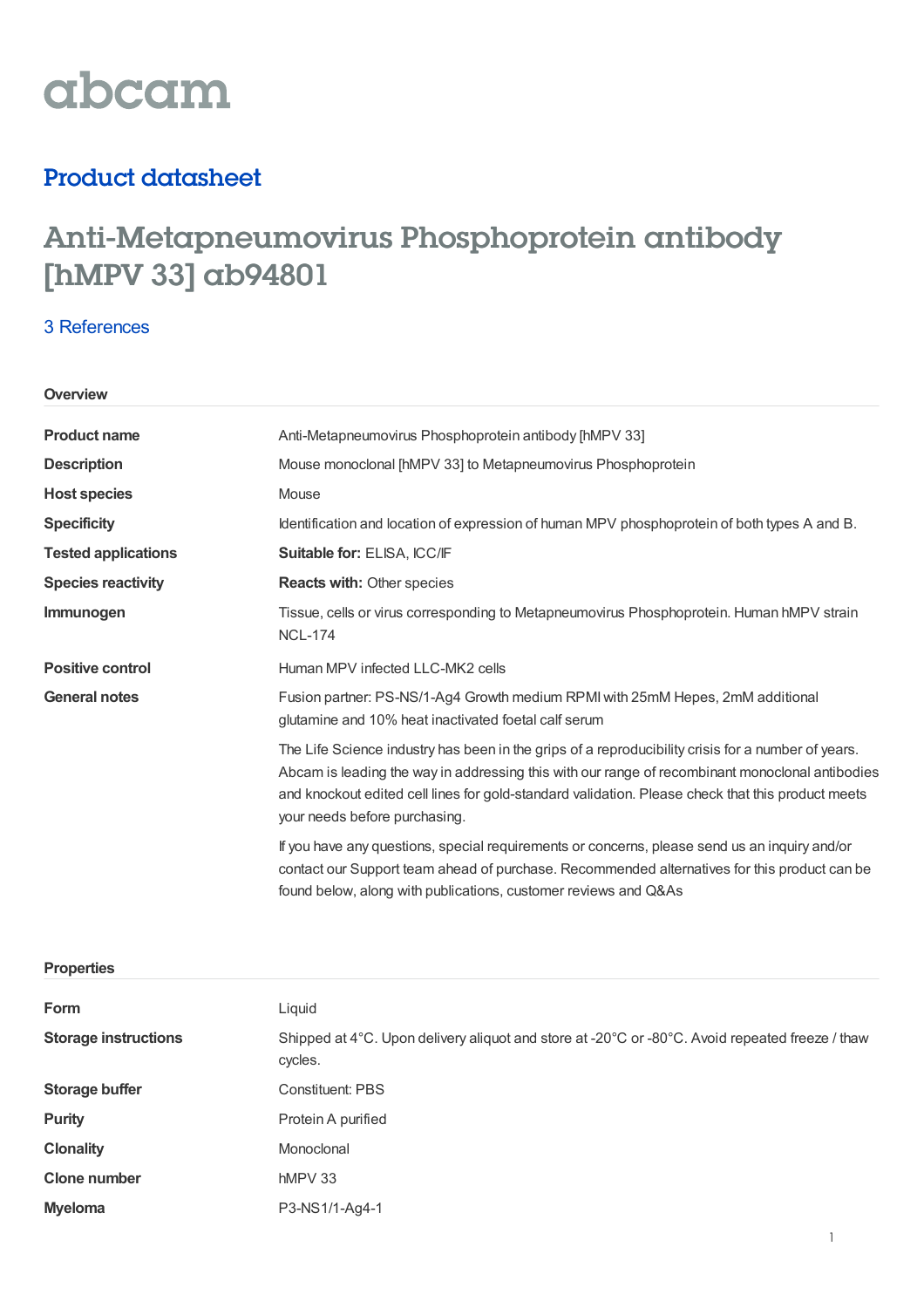abcam

## Product datasheet

# Anti-Metapneumovirus Phosphoprotein antibody [hMPV 33] ab94801

3 References

### Overview

| | |
|---|---|
| **Product name** | Anti-Metapneumovirus Phosphoprotein antibody [hMPV 33] |
| **Description** | Mouse monoclonal [hMPV 33] to Metapneumovirus Phosphoprotein |
| **Host species** | Mouse |
| **Specificity** | Identification and location of expression of human MPV phosphoprotein of both types A and B. |
| **Tested applications** | **Suitable for:** ELISA, ICC/IF |
| **Species reactivity** | **Reacts with:** Other species |
| **Immunogen** | Tissue, cells or virus corresponding to Metapneumovirus Phosphoprotein. Human hMPV strain NCL-174 |
| **Positive control** | Human MPV infected LLC-MK2 cells |
| **General notes** | Fusion partner: PS-NS/1-Ag4 Growth medium RPMI with 25mM Hepes, 2mM additional glutamine and 10% heat inactivated foetal calf serum<br><br>The Life Science industry has been in the grips of a reproducibility crisis for a number of years. Abcam is leading the way in addressing this with our range of recombinant monoclonal antibodies and knockout edited cell lines for gold-standard validation. Please check that this product meets your needs before purchasing.<br><br>If you have any questions, special requirements or concerns, please send us an inquiry and/or contact our Support team ahead of purchase. Recommended alternatives for this product can be found below, along with publications, customer reviews and Q&As |

### Properties

| | |
|---|---|
| **Form** | Liquid |
| **Storage instructions** | Shipped at 4°C. Upon delivery aliquot and store at -20°C or -80°C. Avoid repeated freeze / thaw cycles. |
| **Storage buffer** | Constituent: PBS |
| **Purity** | Protein A purified |
| **Clonality** | Monoclonal |
| **Clone number** | hMPV 33 |
| **Myeloma** | P3-NS1/1-Ag4-1 |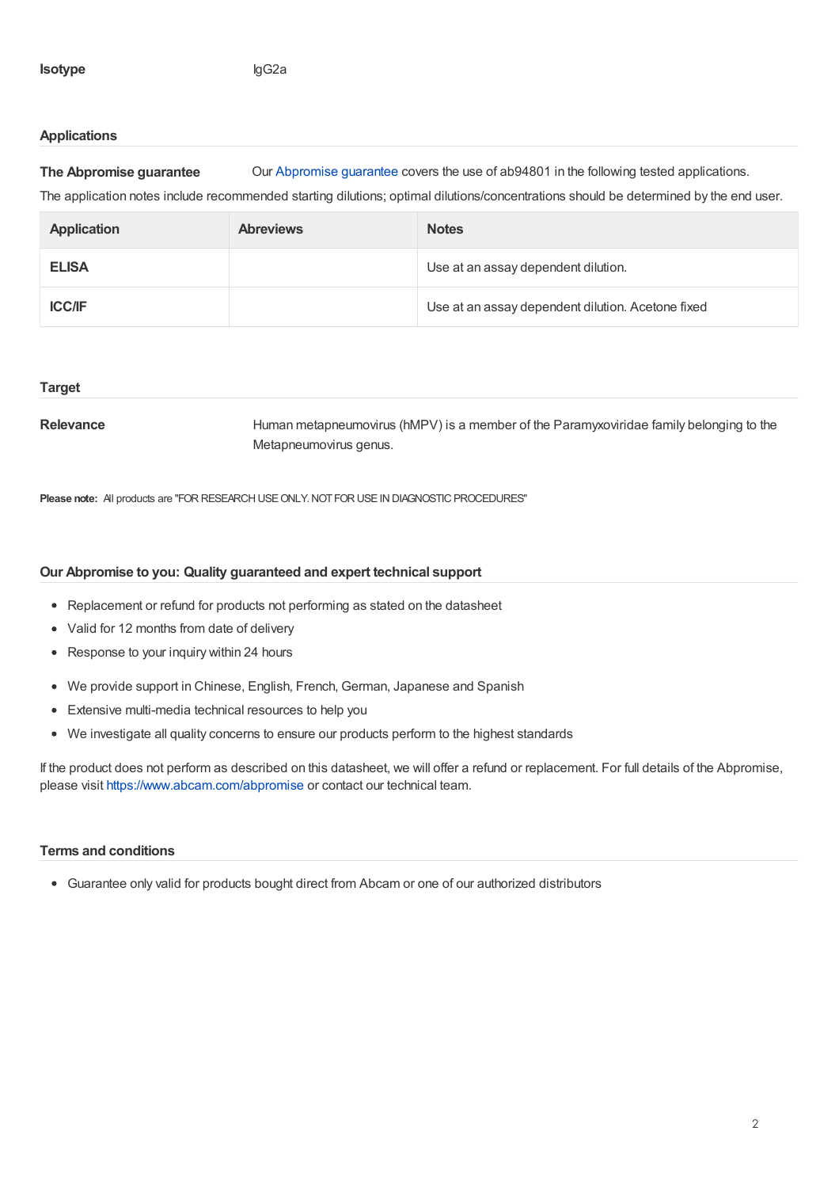**Isotype** IgG2a

## Applications

**The Abpromise guarantee** Our Abpromise guarantee covers the use of ab94801 in the following tested applications.

The application notes include recommended starting dilutions; optimal dilutions/concentrations should be determined by the end user.

| Application | Abreviews | Notes |
|---|---|---|
| **ELISA** | | Use at an assay dependent dilution. |
| **ICC/IF** | | Use at an assay dependent dilution. Acetone fixed |

## Target

**Relevance** Human metapneumovirus (hMPV) is a member of the Paramyxoviridae family belonging to the Metapneumovirus genus.

**Please note:** All products are "FOR RESEARCH USE ONLY. NOT FOR USE IN DIAGNOSTIC PROCEDURES"

## Our Abpromise to you: Quality guaranteed and expert technical support

- Replacement or refund for products not performing as stated on the datasheet
- Valid for 12 months from date of delivery
- Response to your inquiry within 24 hours

- We provide support in Chinese, English, French, German, Japanese and Spanish
- Extensive multi-media technical resources to help you
- We investigate all quality concerns to ensure our products perform to the highest standards

If the product does not perform as described on this datasheet, we will offer a refund or replacement. For full details of the Abpromise, please visit https://www.abcam.com/abpromise or contact our technical team.

## Terms and conditions

- Guarantee only valid for products bought direct from Abcam or one of our authorized distributors